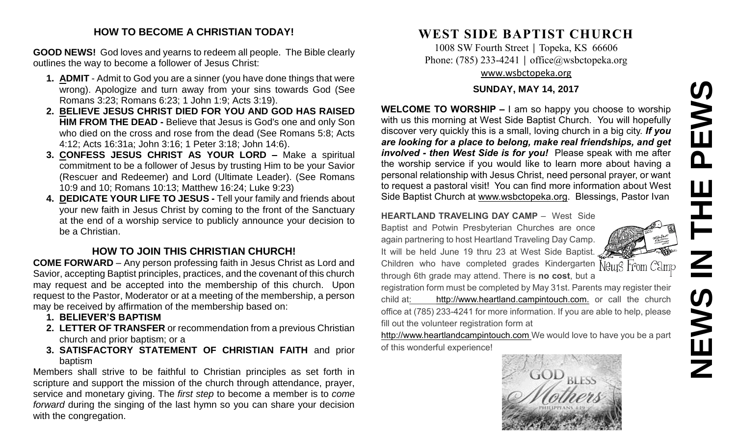## HOW TO BECOME A CHRISTIAN TODAY!

**GOOD NEWS!** God loves and yearns to redeem all people. The Bible clearly outlines the way to become a follower of Jesus Christ:

1. **ADMIT** - Admit to God you are a sinner (you have done things that were wrong). Apologize and turn away from your sins towards God (See Romans 3:23; Romans 6:23; 1 John 1:9; Acts 3:19).
2. **BELIEVE JESUS CHRIST DIED FOR YOU AND GOD HAS RAISED HIM FROM THE DEAD -** Believe that Jesus is God's one and only Son who died on the cross and rose from the dead (See Romans 5:8; Acts 4:12; Acts 16:31a; John 3:16; 1 Peter 3:18; John 14:6).
3. **CONFESS JESUS CHRIST AS YOUR LORD –** Make a spiritual commitment to be a follower of Jesus by trusting Him to be your Savior (Rescuer and Redeemer) and Lord (Ultimate Leader). (See Romans 10:9 and 10; Romans 10:13; Matthew 16:24; Luke 9:23)
4. **DEDICATE YOUR LIFE TO JESUS -** Tell your family and friends about your new faith in Jesus Christ by coming to the front of the Sanctuary at the end of a worship service to publicly announce your decision to be a Christian.

## HOW TO JOIN THIS CHRISTIAN CHURCH!

**COME FORWARD** – Any person professing faith in Jesus Christ as Lord and Savior, accepting Baptist principles, practices, and the covenant of this church may request and be accepted into the membership of this church. Upon request to the Pastor, Moderator or at a meeting of the membership, a person may be received by affirmation of the membership based on:

1. **BELIEVER'S BAPTISM**
2. **LETTER OF TRANSFER** or recommendation from a previous Christian church and prior baptism; or a
3. **SATISFACTORY STATEMENT OF CHRISTIAN FAITH** and prior baptism

Members shall strive to be faithful to Christian principles as set forth in scripture and support the mission of the church through attendance, prayer, service and monetary giving. The *first step* to become a member is to *come forward* during the singing of the last hymn so you can share your decision with the congregation.

# WEST SIDE BAPTIST CHURCH

1008 SW Fourth Street | Topeka, KS 66606
Phone: (785) 233-4241 | office@wsbctopeka.org
www.wsbctopeka.org

**SUNDAY, MAY 14, 2017**

**WELCOME TO WORSHIP –** I am so happy you choose to worship with us this morning at West Side Baptist Church. You will hopefully discover very quickly this is a small, loving church in a big city. ***If you are looking for a place to belong, make real friendships, and get involved - then West Side is for you!*** Please speak with me after the worship service if you would like to learn more about having a personal relationship with Jesus Christ, need personal prayer, or want to request a pastoral visit! You can find more information about West Side Baptist Church at www.wsbctopeka.org. Blessings, Pastor Ivan

**HEARTLAND TRAVELING DAY CAMP** – West Side Baptist and Potwin Presbyterian Churches are once again partnering to host Heartland Traveling Day Camp. It will be held June 19 thru 23 at West Side Baptist. Children who have completed grades Kindergarten through 6th grade may attend. There is **no cost**, but a registration form must be completed by May 31st. Parents may register their child at: http://www.heartland.campintouch.com. or call the church office at (785) 233-4241 for more information. If you are able to help, please fill out the volunteer registration form at http://www.heartlandcampintouch.com We would love to have you be a part of this wonderful experience!

News From Camp

GOD BLESS Mothers
PHILIPPIANS 4:19

# NEWS IN THE PEWS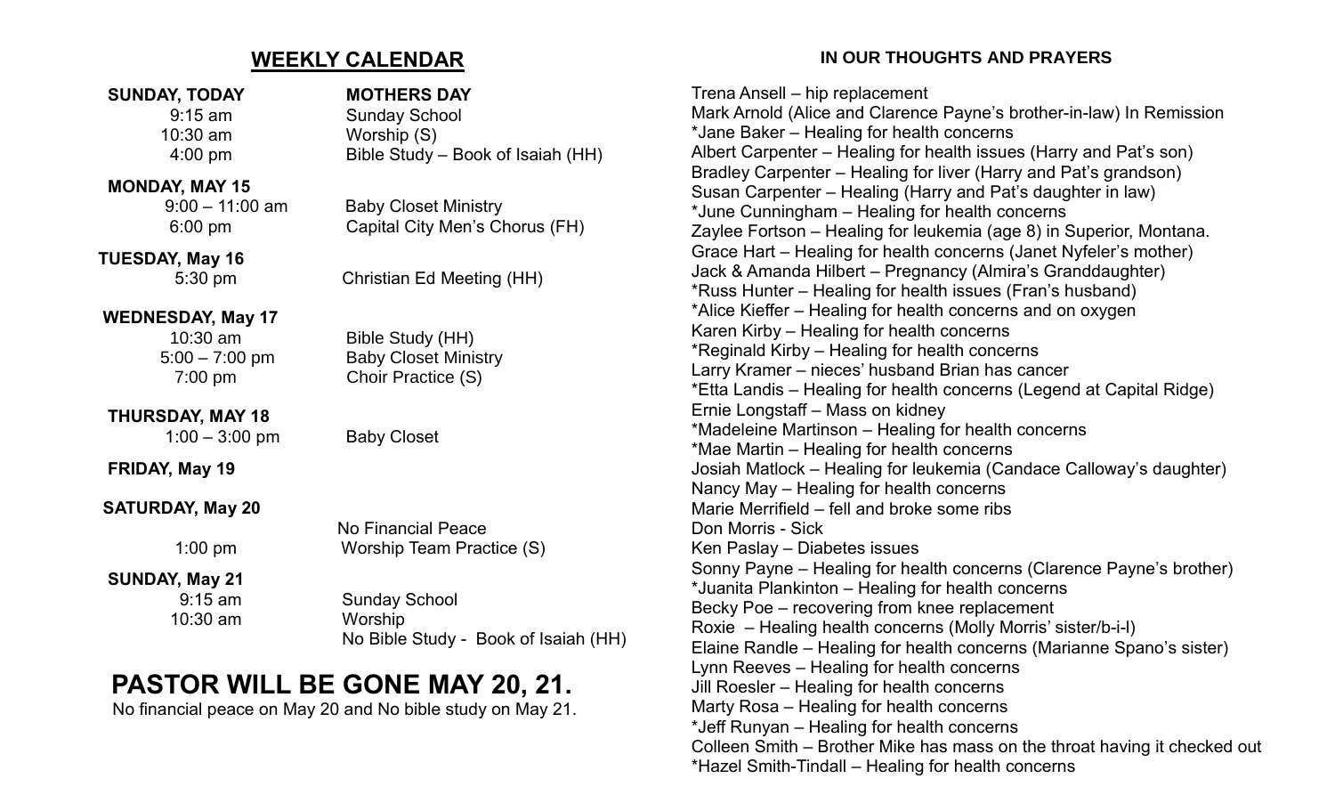## WEEKLY CALENDAR

**SUNDAY, TODAY** — **MOTHERS DAY**

- 9:15 am — Sunday School
- 10:30 am — Worship (S)
- 4:00 pm — Bible Study – Book of Isaiah (HH)

**MONDAY, MAY 15**

- 9:00 – 11:00 am — Baby Closet Ministry
- 6:00 pm — Capital City Men's Chorus (FH)

**TUESDAY, May 16**

- 5:30 pm — Christian Ed Meeting (HH)

**WEDNESDAY, May 17**

- 10:30 am — Bible Study (HH)
- 5:00 – 7:00 pm — Baby Closet Ministry
- 7:00 pm — Choir Practice (S)

**THURSDAY, MAY 18**

- 1:00 – 3:00 pm — Baby Closet

**FRIDAY, May 19**

**SATURDAY, May 20**

- No Financial Peace
- 1:00 pm — Worship Team Practice (S)

**SUNDAY, May 21**

- 9:15 am — Sunday School
- 10:30 am — Worship
- No Bible Study - Book of Isaiah (HH)

# PASTOR WILL BE GONE MAY 20, 21.

No financial peace on May 20 and No bible study on May 21.

### IN OUR THOUGHTS AND PRAYERS

Trena Ansell – hip replacement
Mark Arnold (Alice and Clarence Payne's brother-in-law) In Remission
*Jane Baker – Healing for health concerns
Albert Carpenter – Healing for health issues (Harry and Pat's son)
Bradley Carpenter – Healing for liver (Harry and Pat's grandson)
Susan Carpenter – Healing (Harry and Pat's daughter in law)
*June Cunningham – Healing for health concerns
Zaylee Fortson – Healing for leukemia (age 8) in Superior, Montana.
Grace Hart – Healing for health concerns (Janet Nyfeler's mother)
Jack & Amanda Hilbert – Pregnancy (Almira's Granddaughter)
*Russ Hunter – Healing for health issues (Fran's husband)
*Alice Kieffer – Healing for health concerns and on oxygen
Karen Kirby – Healing for health concerns
*Reginald Kirby – Healing for health concerns
Larry Kramer – nieces' husband Brian has cancer
*Etta Landis – Healing for health concerns (Legend at Capital Ridge)
Ernie Longstaff – Mass on kidney
*Madeleine Martinson – Healing for health concerns
*Mae Martin – Healing for health concerns
Josiah Matlock – Healing for leukemia (Candace Calloway's daughter)
Nancy May – Healing for health concerns
Marie Merrifield – fell and broke some ribs
Don Morris - Sick
Ken Paslay – Diabetes issues
Sonny Payne – Healing for health concerns (Clarence Payne's brother)
*Juanita Plankinton – Healing for health concerns
Becky Poe – recovering from knee replacement
Roxie – Healing health concerns (Molly Morris' sister/b-i-l)
Elaine Randle – Healing for health concerns (Marianne Spano's sister)
Lynn Reeves – Healing for health concerns
Jill Roesler – Healing for health concerns
Marty Rosa – Healing for health concerns
*Jeff Runyan – Healing for health concerns
Colleen Smith – Brother Mike has mass on the throat having it checked out
*Hazel Smith-Tindall – Healing for health concerns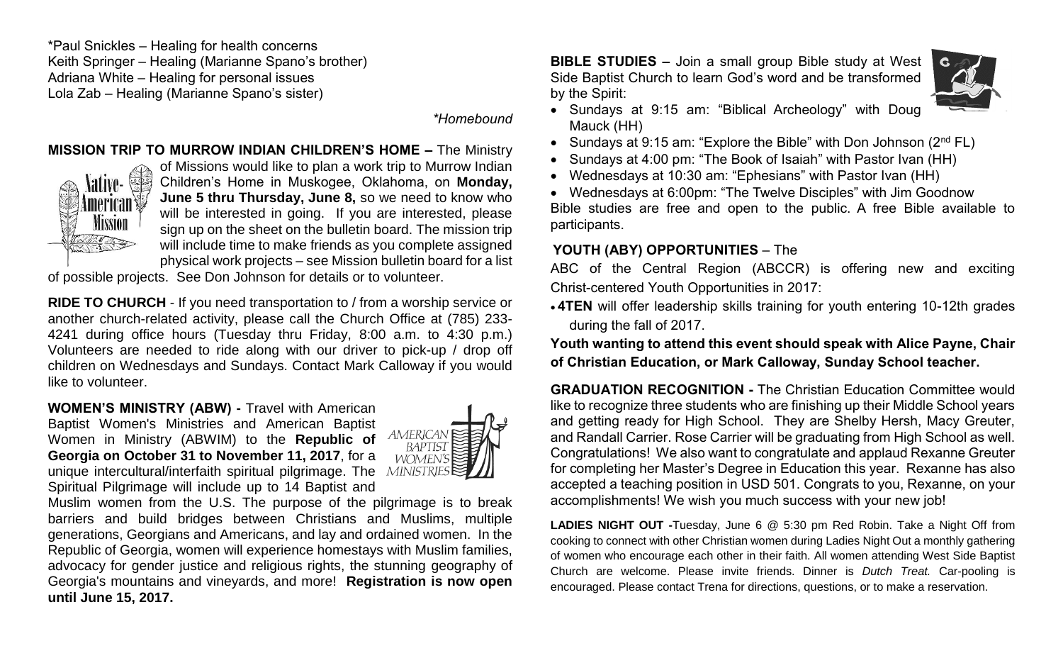*Paul Snickles – Healing for health concerns
Keith Springer – Healing (Marianne Spano's brother)
Adriana White – Healing for personal issues
Lola Zab – Healing (Marianne Spano's sister)

*\*Homebound*

**MISSION TRIP TO MURROW INDIAN CHILDREN'S HOME –** The Ministry of Missions would like to plan a work trip to Murrow Indian Children's Home in Muskogee, Oklahoma, on **Monday, June 5 thru Thursday, June 8,** so we need to know who will be interested in going. If you are interested, please sign up on the sheet on the bulletin board. The mission trip will include time to make friends as you complete assigned physical work projects – see Mission bulletin board for a list of possible projects. See Don Johnson for details or to volunteer.

**RIDE TO CHURCH** - If you need transportation to / from a worship service or another church-related activity, please call the Church Office at (785) 233-4241 during office hours (Tuesday thru Friday, 8:00 a.m. to 4:30 p.m.) Volunteers are needed to ride along with our driver to pick-up / drop off children on Wednesdays and Sundays. Contact Mark Calloway if you would like to volunteer.

**WOMEN'S MINISTRY (ABW) -** Travel with American Baptist Women's Ministries and American Baptist Women in Ministry (ABWIM) to the **Republic of Georgia on October 31 to November 11, 2017**, for a unique intercultural/interfaith spiritual pilgrimage. The Spiritual Pilgrimage will include up to 14 Baptist and Muslim women from the U.S. The purpose of the pilgrimage is to break barriers and build bridges between Christians and Muslims, multiple generations, Georgians and Americans, and lay and ordained women. In the Republic of Georgia, women will experience homestays with Muslim families, advocacy for gender justice and religious rights, the stunning geography of Georgia's mountains and vineyards, and more! **Registration is now open until June 15, 2017.**

**BIBLE STUDIES –** Join a small group Bible study at West Side Baptist Church to learn God's word and be transformed by the Spirit:

- Sundays at 9:15 am: "Biblical Archeology" with Doug Mauck (HH)
- Sundays at 9:15 am: "Explore the Bible" with Don Johnson (2nd FL)
- Sundays at 4:00 pm: "The Book of Isaiah" with Pastor Ivan (HH)
- Wednesdays at 10:30 am: "Ephesians" with Pastor Ivan (HH)
- Wednesdays at 6:00pm: "The Twelve Disciples" with Jim Goodnow

Bible studies are free and open to the public. A free Bible available to participants.

**YOUTH (ABY) OPPORTUNITIES** – The ABC of the Central Region (ABCCR) is offering new and exciting Christ-centered Youth Opportunities in 2017:

- **4TEN** will offer leadership skills training for youth entering 10-12th grades during the fall of 2017.

**Youth wanting to attend this event should speak with Alice Payne, Chair of Christian Education, or Mark Calloway, Sunday School teacher.**

**GRADUATION RECOGNITION -** The Christian Education Committee would like to recognize three students who are finishing up their Middle School years and getting ready for High School. They are Shelby Hersh, Macy Greuter, and Randall Carrier. Rose Carrier will be graduating from High School as well. Congratulations! We also want to congratulate and applaud Rexanne Greuter for completing her Master's Degree in Education this year. Rexanne has also accepted a teaching position in USD 501. Congrats to you, Rexanne, on your accomplishments! We wish you much success with your new job!

**LADIES NIGHT OUT -**Tuesday, June 6 @ 5:30 pm Red Robin. Take a Night Off from cooking to connect with other Christian women during Ladies Night Out a monthly gathering of women who encourage each other in their faith. All women attending West Side Baptist Church are welcome. Please invite friends. Dinner is *Dutch Treat.* Car-pooling is encouraged. Please contact Trena for directions, questions, or to make a reservation.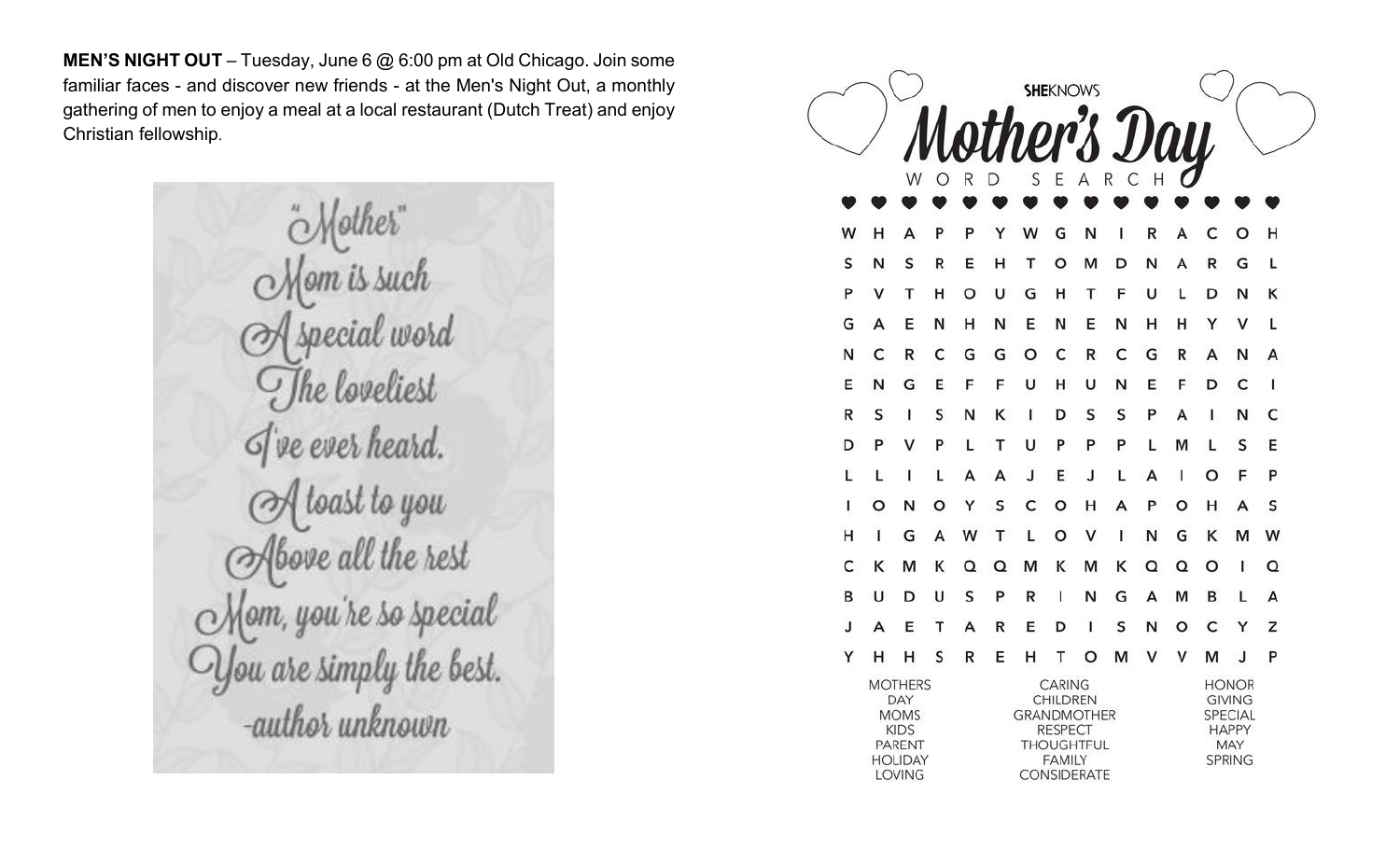**MEN'S NIGHT OUT** – Tuesday, June 6 @ 6:00 pm at Old Chicago. Join some familiar faces - and discover new friends - at the Men's Night Out, a monthly gathering of men to enjoy a meal at a local restaurant (Dutch Treat) and enjoy Christian fellowship.

"Mother"
Mom is such
A special word
The loveliest
I've ever heard.
A toast to you
Above all the rest
Mom, you're so special
You are simply the best.
-author unknown

SHEKNOWS

# Mother's Day

WORD SEARCH

| | | | | | | | | | | | | | | |
|---|---|---|---|---|---|---|---|---|---|---|---|---|---|---|
| W | H | A | P | P | Y | W | G | N | I | R | A | C | O | H |
| S | N | S | R | E | H | T | O | M | D | N | A | R | G | L |
| P | V | T | H | O | U | G | H | T | F | U | L | D | N | K |
| G | A | E | N | H | N | E | N | E | N | H | H | Y | V | L |
| N | C | R | C | G | G | O | C | R | C | G | R | A | N | A |
| E | N | G | E | F | F | U | H | U | N | E | F | D | C | I |
| R | S | I | S | N | K | I | D | S | S | P | A | I | N | C |
| D | P | V | P | L | T | U | P | P | P | L | M | L | S | E |
| L | L | I | L | A | A | J | E | J | L | A | I | O | F | P |
| I | O | N | O | Y | S | C | O | H | A | P | O | H | A | S |
| H | I | G | A | W | T | L | O | V | I | N | G | K | M | W |
| C | K | M | K | Q | Q | M | K | M | K | Q | Q | O | I | Q |
| B | U | D | U | S | P | R | I | N | G | A | M | B | L | A |
| J | A | E | T | A | R | E | D | I | S | N | O | C | Y | Z |
| Y | H | H | S | R | E | H | T | O | M | V | V | M | J | P |

MOTHERS
DAY
MOMS
KIDS
PARENT
HOLIDAY
LOVING

CARING
CHILDREN
GRANDMOTHER
RESPECT
THOUGHTFUL
FAMILY
CONSIDERATE

HONOR
GIVING
SPECIAL
HAPPY
MAY
SPRING